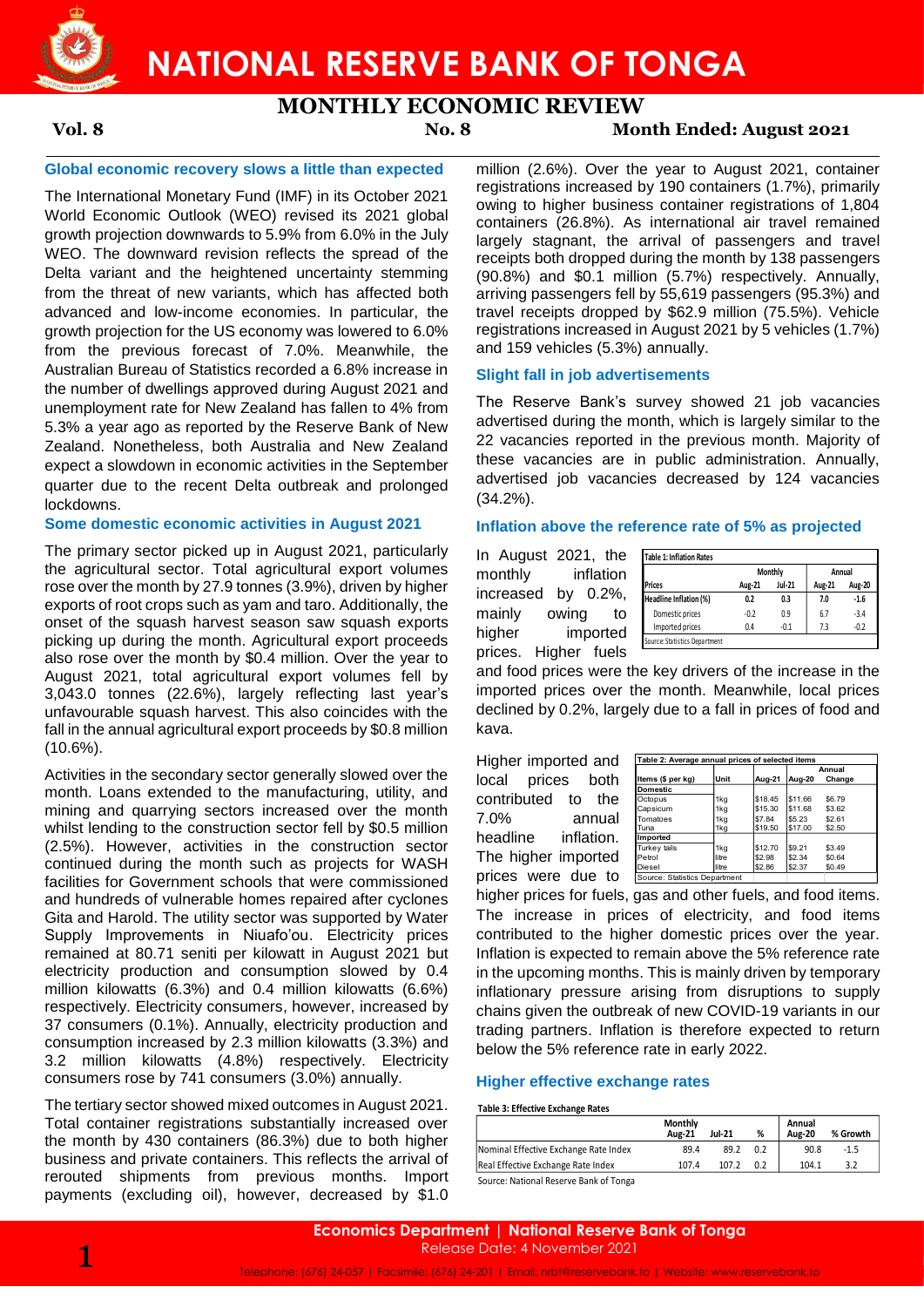# NATIONAL RESERVE BANK OF TONGA

## MONTHLY ECONOMIC REVIEW

**Vol. 8** **No. 8** **Month Ended: August 2021**

### Global economic recovery slows a little than expected

The International Monetary Fund (IMF) in its October 2021 World Economic Outlook (WEO) revised its 2021 global growth projection downwards to 5.9% from 6.0% in the July WEO. The downward revision reflects the spread of the Delta variant and the heightened uncertainty stemming from the threat of new variants, which has affected both advanced and low-income economies. In particular, the growth projection for the US economy was lowered to 6.0% from the previous forecast of 7.0%. Meanwhile, the Australian Bureau of Statistics recorded a 6.8% increase in the number of dwellings approved during August 2021 and unemployment rate for New Zealand has fallen to 4% from 5.3% a year ago as reported by the Reserve Bank of New Zealand. Nonetheless, both Australia and New Zealand expect a slowdown in economic activities in the September quarter due to the recent Delta outbreak and prolonged lockdowns.

### Some domestic economic activities in August 2021

The primary sector picked up in August 2021, particularly the agricultural sector. Total agricultural export volumes rose over the month by 27.9 tonnes (3.9%), driven by higher exports of root crops such as yam and taro. Additionally, the onset of the squash harvest season saw squash exports picking up during the month. Agricultural export proceeds also rose over the month by $0.4 million. Over the year to August 2021, total agricultural export volumes fell by 3,043.0 tonnes (22.6%), largely reflecting last year's unfavourable squash harvest. This also coincides with the fall in the annual agricultural export proceeds by $0.8 million (10.6%).

Activities in the secondary sector generally slowed over the month. Loans extended to the manufacturing, utility, and mining and quarrying sectors increased over the month whilst lending to the construction sector fell by $0.5 million (2.5%). However, activities in the construction sector continued during the month such as projects for WASH facilities for Government schools that were commissioned and hundreds of vulnerable homes repaired after cyclones Gita and Harold. The utility sector was supported by Water Supply Improvements in Niuafo'ou. Electricity prices remained at 80.71 seniti per kilowatt in August 2021 but electricity production and consumption slowed by 0.4 million kilowatts (6.3%) and 0.4 million kilowatts (6.6%) respectively. Electricity consumers, however, increased by 37 consumers (0.1%). Annually, electricity production and consumption increased by 2.3 million kilowatts (3.3%) and 3.2 million kilowatts (4.8%) respectively. Electricity consumers rose by 741 consumers (3.0%) annually.

The tertiary sector showed mixed outcomes in August 2021. Total container registrations substantially increased over the month by 430 containers (86.3%) due to both higher business and private containers. This reflects the arrival of rerouted shipments from previous months. Import payments (excluding oil), however, decreased by $1.0 million (2.6%). Over the year to August 2021, container registrations increased by 190 containers (1.7%), primarily owing to higher business container registrations of 1,804 containers (26.8%). As international air travel remained largely stagnant, the arrival of passengers and travel receipts both dropped during the month by 138 passengers (90.8%) and $0.1 million (5.7%) respectively. Annually, arriving passengers fell by 55,619 passengers (95.3%) and travel receipts dropped by $62.9 million (75.5%). Vehicle registrations increased in August 2021 by 5 vehicles (1.7%) and 159 vehicles (5.3%) annually.

### Slight fall in job advertisements

The Reserve Bank's survey showed 21 job vacancies advertised during the month, which is largely similar to the 22 vacancies reported in the previous month. Majority of these vacancies are in public administration. Annually, advertised job vacancies decreased by 124 vacancies (34.2%).

### Inflation above the reference rate of 5% as projected

In August 2021, the monthly inflation increased by 0.2%, mainly owing to higher imported prices. Higher fuels and food prices were the key drivers of the increase in the imported prices over the month. Meanwhile, local prices declined by 0.2%, largely due to a fall in prices of food and kava.

**Table 1: Inflation Rates**

| Prices | Monthly | | Annual | |
|---|---|---|---|---|
| | Aug-21 | Jul-21 | Aug-21 | Aug-20 |
| **Headline Inflation (%)** | 0.2 | 0.3 | 7.0 | -1.6 |
| Domestic prices | -0.2 | 0.9 | 6.7 | -3.4 |
| Imported prices | 0.4 | -0.1 | 7.3 | -0.2 |

Source: Statistics Department

Higher imported and local prices both contributed to the 7.0% annual headline inflation. The higher imported prices were due to higher prices for fuels, gas and other fuels, and food items. The increase in prices of electricity, and food items contributed to the higher domestic prices over the year. Inflation is expected to remain above the 5% reference rate in the upcoming months. This is mainly driven by temporary inflationary pressure arising from disruptions to supply chains given the outbreak of new COVID-19 variants in our trading partners. Inflation is therefore expected to return below the 5% reference rate in early 2022.

**Table 2: Average annual prices of selected items**

| Items ($ per kg) | Unit | Aug-21 | Aug-20 | Annual Change |
|---|---|---|---|---|
| **Domestic** | | | | |
| Octopus | 1kg | $18.45 | $11.66 | $6.79 |
| Capsicum | 1kg | $15.30 | $11.68 | $3.62 |
| Tomatoes | 1kg | $7.84 | $5.23 | $2.61 |
| Tuna | 1kg | $19.50 | $17.00 | $2.50 |
| **Imported** | | | | |
| Turkey tails | 1kg | $12.70 | $9.21 | $3.49 |
| Petrol | litre | $2.98 | $2.34 | $0.64 |
| Diesel | litre | $2.86 | $2.37 | $0.49 |

Source: Statistics Department

### Higher effective exchange rates

**Table 3: Effective Exchange Rates**

| | Monthly | | | Annual | |
|---|---|---|---|---|---|
| | Aug-21 | Jul-21 | % | Aug-20 | % Growth |
| Nominal Effective Exchange Rate Index | 89.4 | 89.2 | 0.2 | 90.8 | -1.5 |
| Real Effective Exchange Rate Index | 107.4 | 107.2 | 0.2 | 104.1 | 3.2 |

Source: National Reserve Bank of Tonga

**Economics Department | National Reserve Bank of Tonga**
Release Date: 4 November 2021

Telephone: (676) 24-057 | Facsimile: (676) 24-201 | Email: nrbt@reservebank.to | Website: www.reservebank.to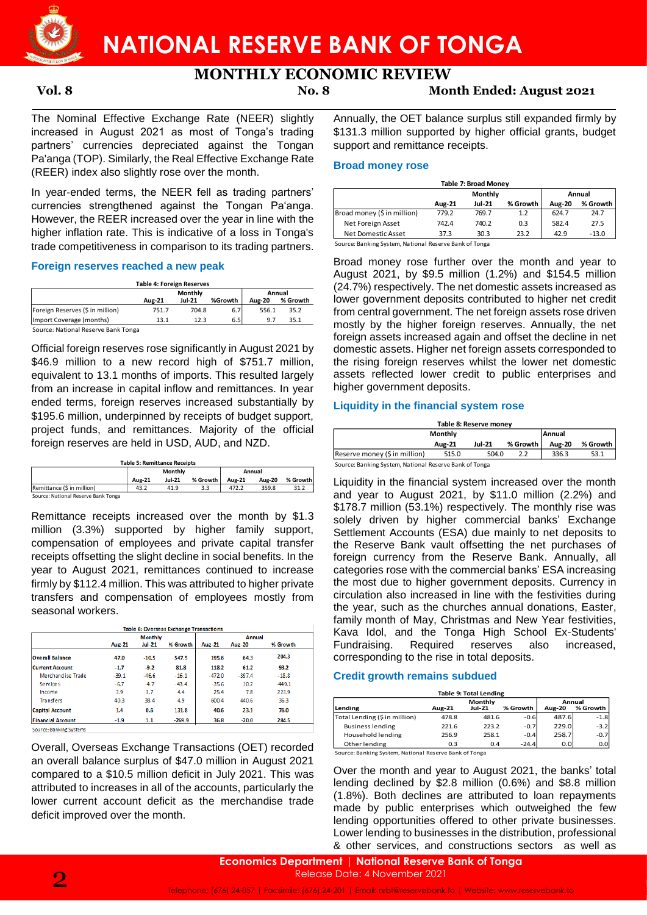The Nominal Effective Exchange Rate (NEER) slightly increased in August 2021 as most of Tonga's trading partners' currencies depreciated against the Tongan Pa'anga (TOP). Similarly, the Real Effective Exchange Rate (REER) index also slightly rose over the month.

In year-ended terms, the NEER fell as trading partners' currencies strengthened against the Tongan Pa'anga. However, the REER increased over the year in line with the higher inflation rate. This is indicative of a loss in Tonga's trade competitiveness in comparison to its trading partners.

### Foreign reserves reached a new peak

**Table 4: Foreign Reserves**

| | Monthly | | | Annual | |
|---|---|---|---|---|---|
| | Aug-21 | Jul-21 | %Growth | Aug-20 | % Growth |
| Foreign Reserves ($ in million) | 751.7 | 704.8 | 6.7 | 556.1 | 35.2 |
| Import Coverage (months) | 13.1 | 12.3 | 6.5 | 9.7 | 35.1 |

Source: National Reserve Bank Tonga

Official foreign reserves rose significantly in August 2021 by $46.9 million to a new record high of $751.7 million, equivalent to 13.1 months of imports. This resulted largely from an increase in capital inflow and remittances. In year ended terms, foreign reserves increased substantially by $195.6 million, underpinned by receipts of budget support, project funds, and remittances. Majority of the official foreign reserves are held in USD, AUD, and NZD.

**Table 5: Remittance Receipts**

| | Monthly | | | Annual | | |
|---|---|---|---|---|---|---|
| | Aug-21 | Jul-21 | % Growth | Aug-21 | Aug-20 | % Growth |
| Remittance ($ in million) | 43.2 | 41.9 | 3.3 | 472.2 | 359.8 | 31.2 |

Source: National Reserve Bank Tonga

Remittance receipts increased over the month by $1.3 million (3.3%) supported by higher family support, compensation of employees and private capital transfer receipts offsetting the slight decline in social benefits. In the year to August 2021, remittances continued to increase firmly by $112.4 million. This was attributed to higher private transfers and compensation of employees mostly from seasonal workers.

**Table 6: Overseas Exchange Transactions**

| | Monthly | | | Annual | | |
|---|---|---|---|---|---|---|
| | Aug-21 | Jul-21 | % Growth | Aug-21 | Aug-20 | % Growth |
| **Overall Balance** | 47.0 | -10.5 | 547.5 | 195.6 | 64.3 | 204.3 |
| **Current Account** | -1.7 | -9.2 | 81.8 | 118.2 | 61.2 | 93.2 |
| Merchandise Trade | -39.1 | -46.6 | -16.1 | -472.0 | -397.4 | -18.8 |
| Services | -6.7 | -4.7 | -43.4 | -35.6 | 10.2 | -449.1 |
| Income | 3.9 | 3.7 | 4.4 | 25.4 | 7.8 | 223.9 |
| Transfers | 40.3 | 38.4 | 4.9 | 600.4 | 440.6 | 36.3 |
| **Capital Account** | 1.4 | 0.6 | 131.8 | 40.6 | 23.1 | 76.0 |
| **Financial Account** | -1.9 | 1.1 | -269.9 | 36.8 | -20.0 | 284.5 |

Source: Banking Systems

Overall, Overseas Exchange Transactions (OET) recorded an overall balance surplus of $47.0 million in August 2021 compared to a $10.5 million deficit in July 2021. This was attributed to increases in all of the accounts, particularly the lower current account deficit as the merchandise trade deficit improved over the month.

Annually, the OET balance surplus still expanded firmly by $131.3 million supported by higher official grants, budget support and remittance receipts.

### Broad money rose

**Table 7: Broad Money**

| | Monthly | | | Annual | |
|---|---|---|---|---|---|
| | Aug-21 | Jul-21 | % Growth | Aug-20 | % Growth |
| Broad money ($ in million) | 779.2 | 769.7 | 1.2 | 624.7 | 24.7 |
| Net Foreign Asset | 742.4 | 740.2 | 0.3 | 582.4 | 27.5 |
| Net Domestic Asset | 37.3 | 30.3 | 23.2 | 42.9 | -13.0 |

Source: Banking System, National Reserve Bank of Tonga

Broad money rose further over the month and year to August 2021, by $9.5 million (1.2%) and $154.5 million (24.7%) respectively. The net domestic assets increased as lower government deposits contributed to higher net credit from central government. The net foreign assets rose driven mostly by the higher foreign reserves. Annually, the net foreign assets increased again and offset the decline in net domestic assets. Higher net foreign assets corresponded to the rising foreign reserves whilst the lower net domestic assets reflected lower credit to public enterprises and higher government deposits.

### Liquidity in the financial system rose

**Table 8: Reserve money**

| | Monthly | | | Annual | |
|---|---|---|---|---|---|
| | Aug-21 | Jul-21 | % Growth | Aug-20 | % Growth |
| Reserve money ($ in million) | 515.0 | 504.0 | 2.2 | 336.3 | 53.1 |

Source: Banking System, National Reserve Bank of Tonga

Liquidity in the financial system increased over the month and year to August 2021, by $11.0 million (2.2%) and $178.7 million (53.1%) respectively. The monthly rise was solely driven by higher commercial banks' Exchange Settlement Accounts (ESA) due mainly to net deposits to the Reserve Bank vault offsetting the net purchases of foreign currency from the Reserve Bank. Annually, all categories rose with the commercial banks' ESA increasing the most due to higher government deposits. Currency in circulation also increased in line with the festivities during the year, such as the churches annual donations, Easter, family month of May, Christmas and New Year festivities, Kava Idol, and the Tonga High School Ex-Students' Fundraising. Required reserves also increased, corresponding to the rise in total deposits.

### Credit growth remains subdued

**Table 9: Total Lending**

| Lending | Monthly | | | Annual | |
|---|---|---|---|---|---|
| | Aug-21 | Jul-21 | % Growth | Aug-20 | % Growth |
| Total Lending ($ in million) | 478.8 | 481.6 | -0.6 | 487.6 | -1.8 |
| Business lending | 221.6 | 223.2 | -0.7 | 229.0 | -3.2 |
| Household lending | 256.9 | 258.1 | -0.4 | 258.7 | -0.7 |
| Other lending | 0.3 | 0.4 | -24.4 | 0.0 | 0.0 |

Source: Banking System, National Reserve Bank of Tonga

Over the month and year to August 2021, the banks' total lending declined by $2.8 million (0.6%) and $8.8 million (1.8%). Both declines are attributed to loan repayments made by public enterprises which outweighed the few lending opportunities offered to other private businesses. Lower lending to businesses in the distribution, professional & other services, and constructions sectors as well as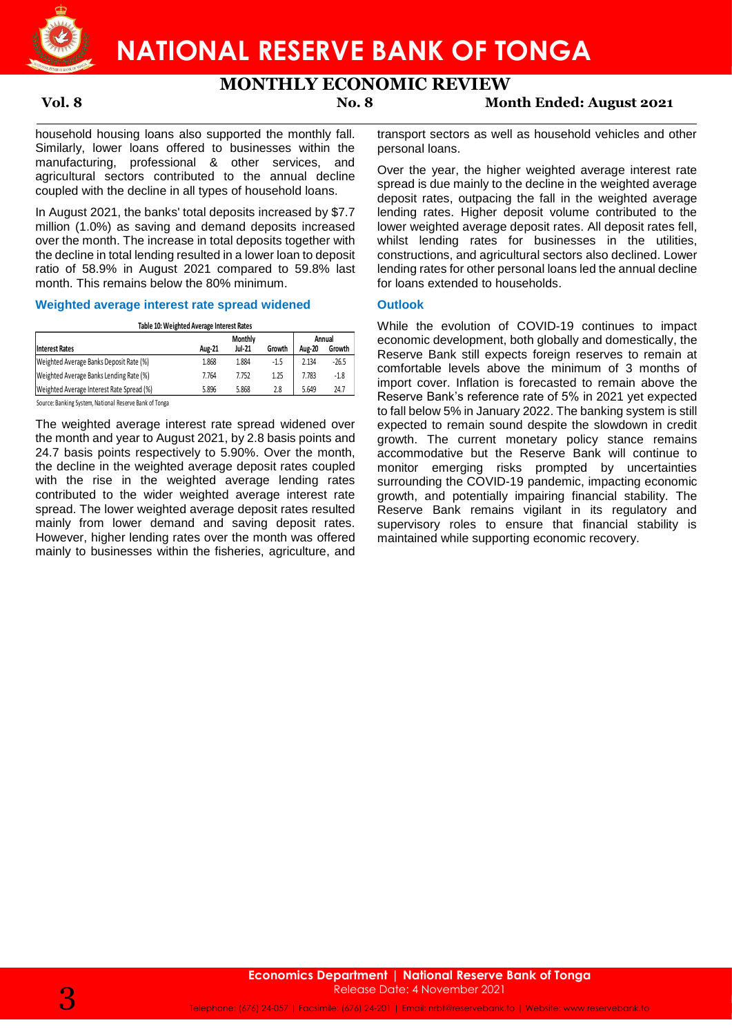household housing loans also supported the monthly fall. Similarly, lower loans offered to businesses within the manufacturing, professional & other services, and agricultural sectors contributed to the annual decline coupled with the decline in all types of household loans.

In August 2021, the banks' total deposits increased by $7.7 million (1.0%) as saving and demand deposits increased over the month. The increase in total deposits together with the decline in total lending resulted in a lower loan to deposit ratio of 58.9% in August 2021 compared to 59.8% last month. This remains below the 80% minimum.

### Weighted average interest rate spread widened

**Table 10: Weighted Average Interest Rates**

| Interest Rates | Monthly | | | Annual | |
|---|---|---|---|---|---|
| | Aug-21 | Jul-21 | Growth | Aug-20 | Growth |
| Weighted Average Banks Deposit Rate (%) | 1.868 | 1.884 | -1.5 | 2.134 | -26.5 |
| Weighted Average Banks Lending Rate (%) | 7.764 | 7.752 | 1.25 | 7.783 | -1.8 |
| Weighted Average Interest Rate Spread (%) | 5.896 | 5.868 | 2.8 | 5.649 | 24.7 |

Source: Banking System, National Reserve Bank of Tonga

The weighted average interest rate spread widened over the month and year to August 2021, by 2.8 basis points and 24.7 basis points respectively to 5.90%. Over the month, the decline in the weighted average deposit rates coupled with the rise in the weighted average lending rates contributed to the wider weighted average interest rate spread. The lower weighted average deposit rates resulted mainly from lower demand and saving deposit rates. However, higher lending rates over the month was offered mainly to businesses within the fisheries, agriculture, and transport sectors as well as household vehicles and other personal loans.

Over the year, the higher weighted average interest rate spread is due mainly to the decline in the weighted average deposit rates, outpacing the fall in the weighted average lending rates. Higher deposit volume contributed to the lower weighted average deposit rates. All deposit rates fell, whilst lending rates for businesses in the utilities, constructions, and agricultural sectors also declined. Lower lending rates for other personal loans led the annual decline for loans extended to households.

### Outlook

While the evolution of COVID-19 continues to impact economic development, both globally and domestically, the Reserve Bank still expects foreign reserves to remain at comfortable levels above the minimum of 3 months of import cover. Inflation is forecasted to remain above the Reserve Bank's reference rate of 5% in 2021 yet expected to fall below 5% in January 2022. The banking system is still expected to remain sound despite the slowdown in credit growth. The current monetary policy stance remains accommodative but the Reserve Bank will continue to monitor emerging risks prompted by uncertainties surrounding the COVID-19 pandemic, impacting economic growth, and potentially impairing financial stability. The Reserve Bank remains vigilant in its regulatory and supervisory roles to ensure that financial stability is maintained while supporting economic recovery.

**Economics Department | National Reserve Bank of Tonga**
Release Date: 4 November 2021

Telephone: (676) 24-057 | Facsimile: (676) 24-201 | Email: nrbt@reservebank.to | Website: www.reservebank.to